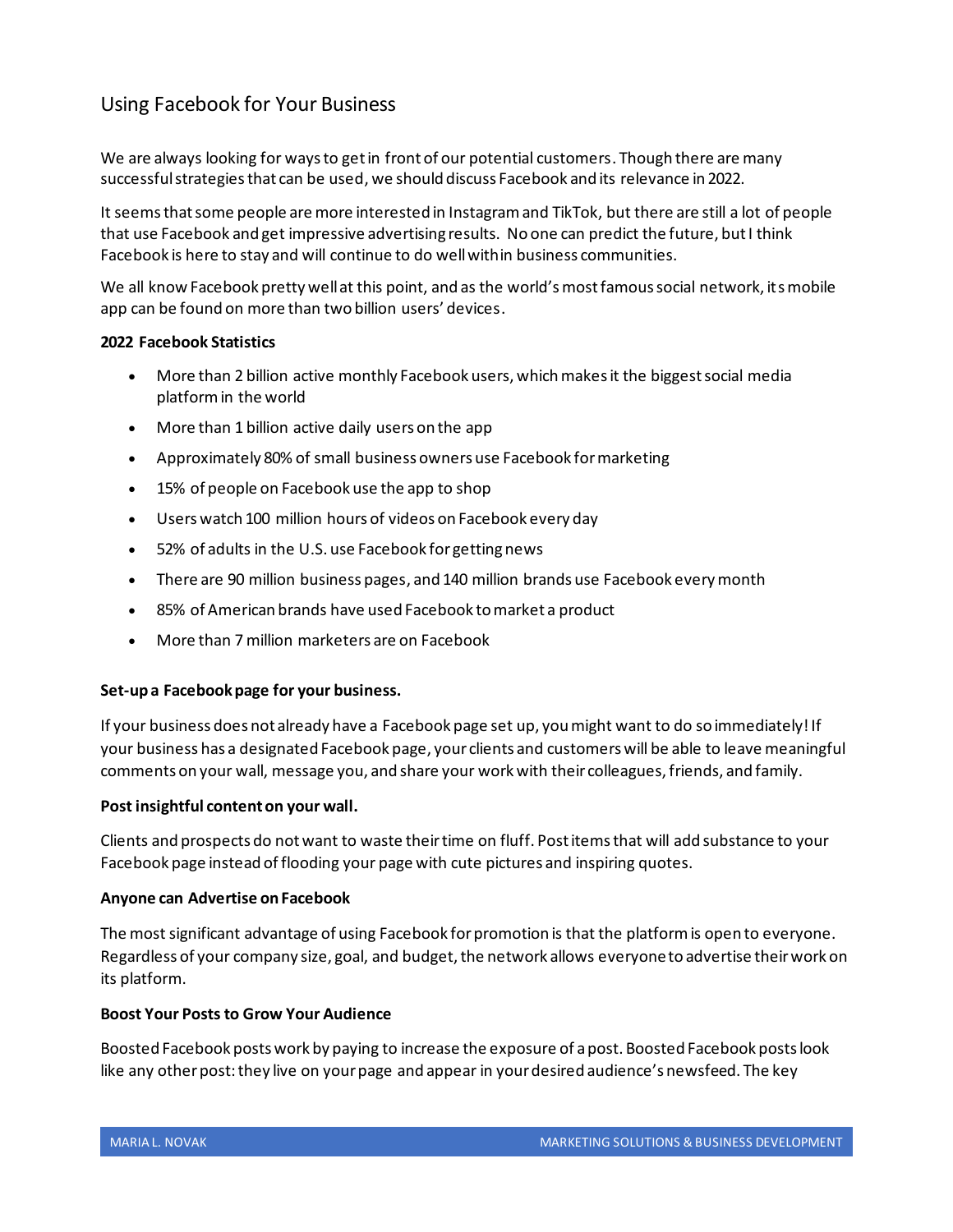# Using Facebook for Your Business

We are always looking for ways to get in front of our potential customers. Though there are many successful strategies that can be used, we should discuss Facebook and its relevance in 2022.

It seems that some people are more interested in Instagram and TikTok, but there are still a lot of people that use Facebook and get impressive advertising results. No one can predict the future, but I think Facebook is here to stay and will continue to do well within business communities.

We all know Facebook pretty well at this point, and as the world's most famous social network, its mobile app can be found on more than two billion users' devices.

**2022 Facebook Statistics**

- More than 2 billion active monthly Facebook users, which makes it the biggest social media platform in the world
- More than 1 billion active daily users on the app
- Approximately 80% of small business owners use Facebook for marketing
- 15% of people on Facebook use the app to shop
- Users watch 100 million hours of videos on Facebook every day
- 52% of adults in the U.S. use Facebook for getting news
- There are 90 million business pages, and 140 million brands use Facebook every month
- 85% of American brands have used Facebook to market a product
- More than 7 million marketers are on Facebook

**Set-up a Facebook page for your business.**

If your business does not already have a Facebook page set up, you might want to do so immediately! If your business has a designated Facebook page, your clients and customers will be able to leave meaningful comments on your wall, message you, and share your work with their colleagues, friends, and family.

**Post insightful content on your wall.**

Clients and prospects do not want to waste their time on fluff. Post items that will add substance to your Facebook page instead of flooding your page with cute pictures and inspiring quotes.

**Anyone can Advertise on Facebook**

The most significant advantage of using Facebook for promotion is that the platform is open to everyone. Regardless of your company size, goal, and budget, the network allows everyone to advertise their work on its platform.

**Boost Your Posts to Grow Your Audience**

Boosted Facebook posts work by paying to increase the exposure of a post. Boosted Facebook posts look like any other post: they live on your page and appear in your desired audience's newsfeed. The key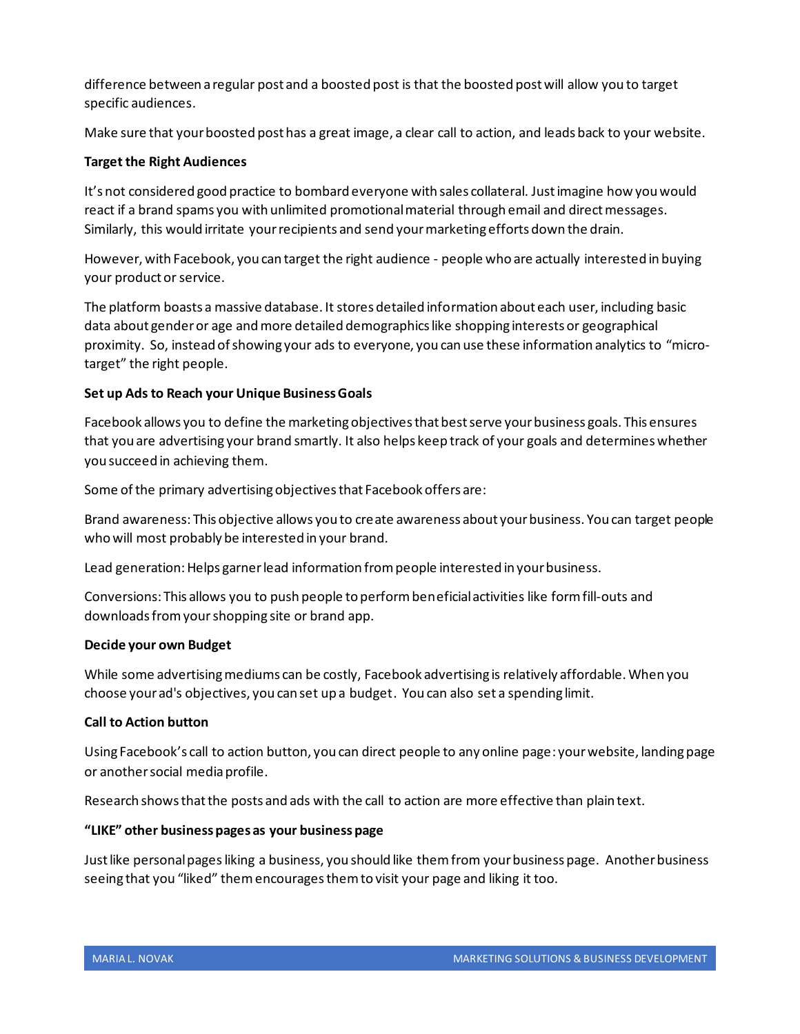difference between a regular post and a boosted post is that the boosted post will allow you to target specific audiences.

Make sure that your boosted post has a great image, a clear call to action, and leads back to your website.

**Target the Right Audiences**

It's not considered good practice to bombard everyone with sales collateral. Just imagine how you would react if a brand spams you with unlimited promotional material through email and direct messages. Similarly, this would irritate your recipients and send your marketing efforts down the drain.

However, with Facebook, you can target the right audience - people who are actually interested in buying your product or service.

The platform boasts a massive database. It stores detailed information about each user, including basic data about gender or age and more detailed demographics like shopping interests or geographical proximity. So, instead of showing your ads to everyone, you can use these information analytics to "micro-target" the right people.

**Set up Ads to Reach your Unique Business Goals**

Facebook allows you to define the marketing objectives that best serve your business goals. This ensures that you are advertising your brand smartly. It also helps keep track of your goals and determines whether you succeed in achieving them.

Some of the primary advertising objectives that Facebook offers are:

Brand awareness: This objective allows you to create awareness about your business. You can target people who will most probably be interested in your brand.

Lead generation: Helps garner lead information from people interested in your business.

Conversions: This allows you to push people to perform beneficial activities like form fill-outs and downloads from your shopping site or brand app.

**Decide your own Budget**

While some advertising mediums can be costly, Facebook advertising is relatively affordable. When you choose your ad's objectives, you can set up a budget. You can also set a spending limit.

**Call to Action button**

Using Facebook's call to action button, you can direct people to any online page: your website, landing page or another social media profile.

Research shows that the posts and ads with the call to action are more effective than plain text.

**"LIKE" other business pages as your business page**

Just like personal pages liking a business, you should like them from your business page. Another business seeing that you "liked" them encourages them to visit your page and liking it too.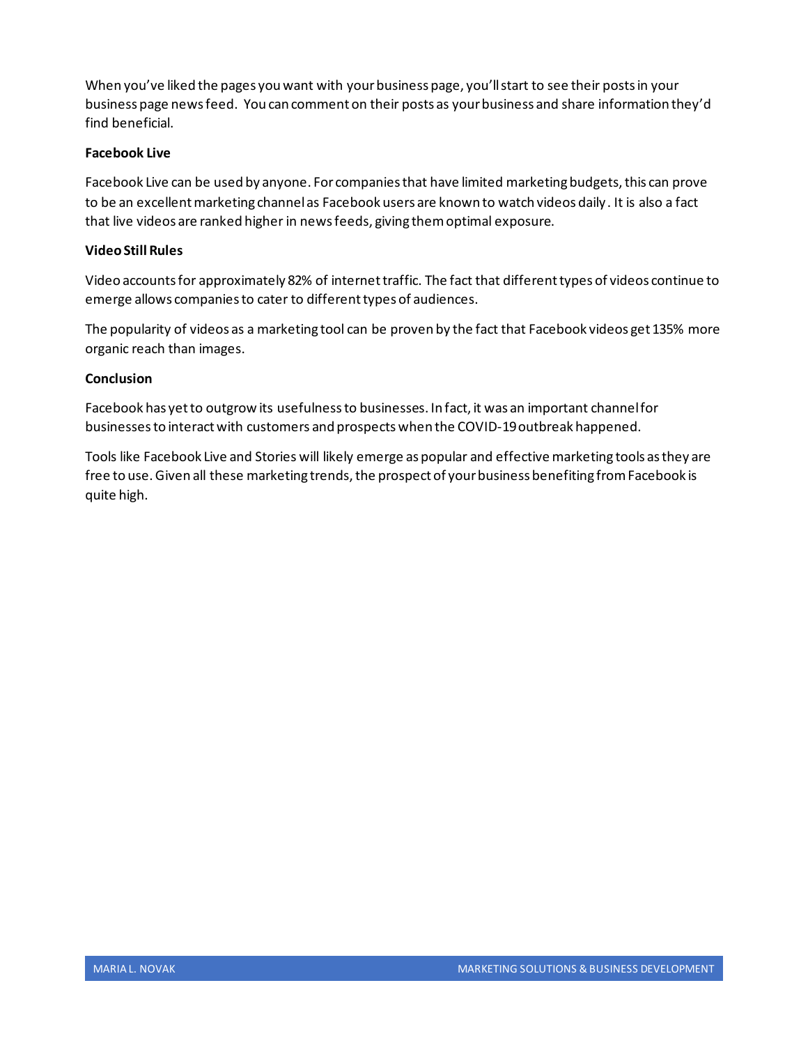When you've liked the pages you want with your business page, you'll start to see their posts in your business page news feed. You can comment on their posts as your business and share information they'd find beneficial.

**Facebook Live**

Facebook Live can be used by anyone. For companies that have limited marketing budgets, this can prove to be an excellent marketing channel as Facebook users are known to watch videos daily. It is also a fact that live videos are ranked higher in news feeds, giving them optimal exposure.

**Video Still Rules**

Video accounts for approximately 82% of internet traffic. The fact that different types of videos continue to emerge allows companies to cater to different types of audiences.

The popularity of videos as a marketing tool can be proven by the fact that Facebook videos get 135% more organic reach than images.

**Conclusion**

Facebook has yet to outgrow its usefulness to businesses. In fact, it was an important channel for businesses to interact with customers and prospects when the COVID-19 outbreak happened.

Tools like Facebook Live and Stories will likely emerge as popular and effective marketing tools as they are free to use. Given all these marketing trends, the prospect of your business benefiting from Facebook is quite high.